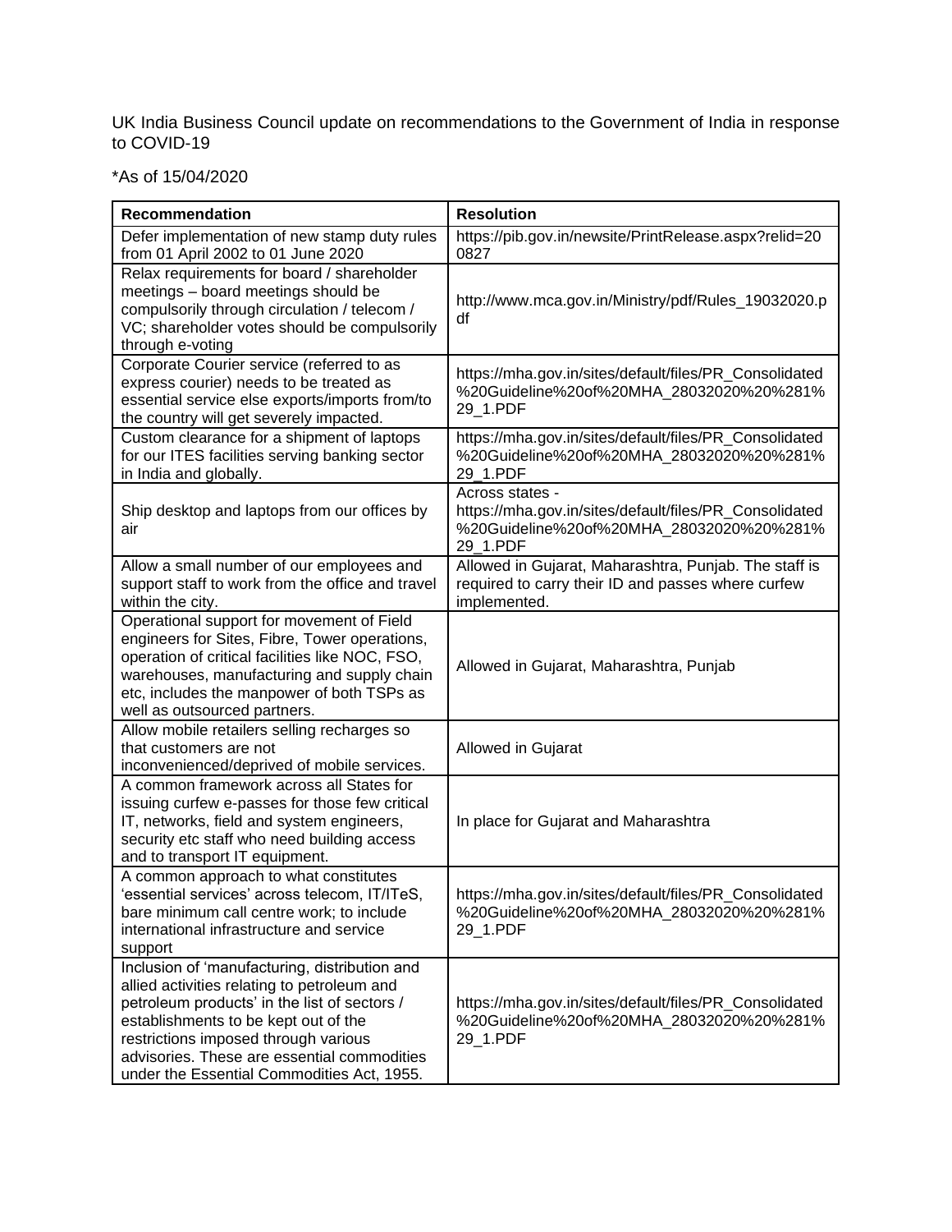UK India Business Council update on recommendations to the Government of India in response to COVID-19

*As of 15/04/2020

| Recommendation | Resolution |
|---|---|
| Defer implementation of new stamp duty rules from 01 April 2002 to 01 June 2020 | https://pib.gov.in/newsite/PrintRelease.aspx?relid=200827 |
| Relax requirements for board / shareholder meetings – board meetings should be compulsorily through circulation / telecom / VC; shareholder votes should be compulsorily through e-voting | http://www.mca.gov.in/Ministry/pdf/Rules_19032020.pdf |
| Corporate Courier service (referred to as express courier) needs to be treated as essential service else exports/imports from/to the country will get severely impacted. | https://mha.gov.in/sites/default/files/PR_Consolidated%20Guideline%20of%20MHA_28032020%20%281%29_1.PDF |
| Custom clearance for a shipment of laptops for our ITES facilities serving banking sector in India and globally. | https://mha.gov.in/sites/default/files/PR_Consolidated%20Guideline%20of%20MHA_28032020%20%281%29_1.PDF |
| Ship desktop and laptops from our offices by air | Across states - https://mha.gov.in/sites/default/files/PR_Consolidated%20Guideline%20of%20MHA_28032020%20%281%29_1.PDF |
| Allow a small number of our employees and support staff to work from the office and travel within the city. | Allowed in Gujarat, Maharashtra, Punjab. The staff is required to carry their ID and passes where curfew implemented. |
| Operational support for movement of Field engineers for Sites, Fibre, Tower operations, operation of critical facilities like NOC, FSO, warehouses, manufacturing and supply chain etc, includes the manpower of both TSPs as well as outsourced partners. | Allowed in Gujarat, Maharashtra, Punjab |
| Allow mobile retailers selling recharges so that customers are not inconvenienced/deprived of mobile services. | Allowed in Gujarat |
| A common framework across all States for issuing curfew e-passes for those few critical IT, networks, field and system engineers, security etc staff who need building access and to transport IT equipment. | In place for Gujarat and Maharashtra |
| A common approach to what constitutes 'essential services' across telecom, IT/ITeS, bare minimum call centre work; to include international infrastructure and service support | https://mha.gov.in/sites/default/files/PR_Consolidated%20Guideline%20of%20MHA_28032020%20%281%29_1.PDF |
| Inclusion of 'manufacturing, distribution and allied activities relating to petroleum and petroleum products' in the list of sectors / establishments to be kept out of the restrictions imposed through various advisories. These are essential commodities under the Essential Commodities Act, 1955. | https://mha.gov.in/sites/default/files/PR_Consolidated%20Guideline%20of%20MHA_28032020%20%281%29_1.PDF |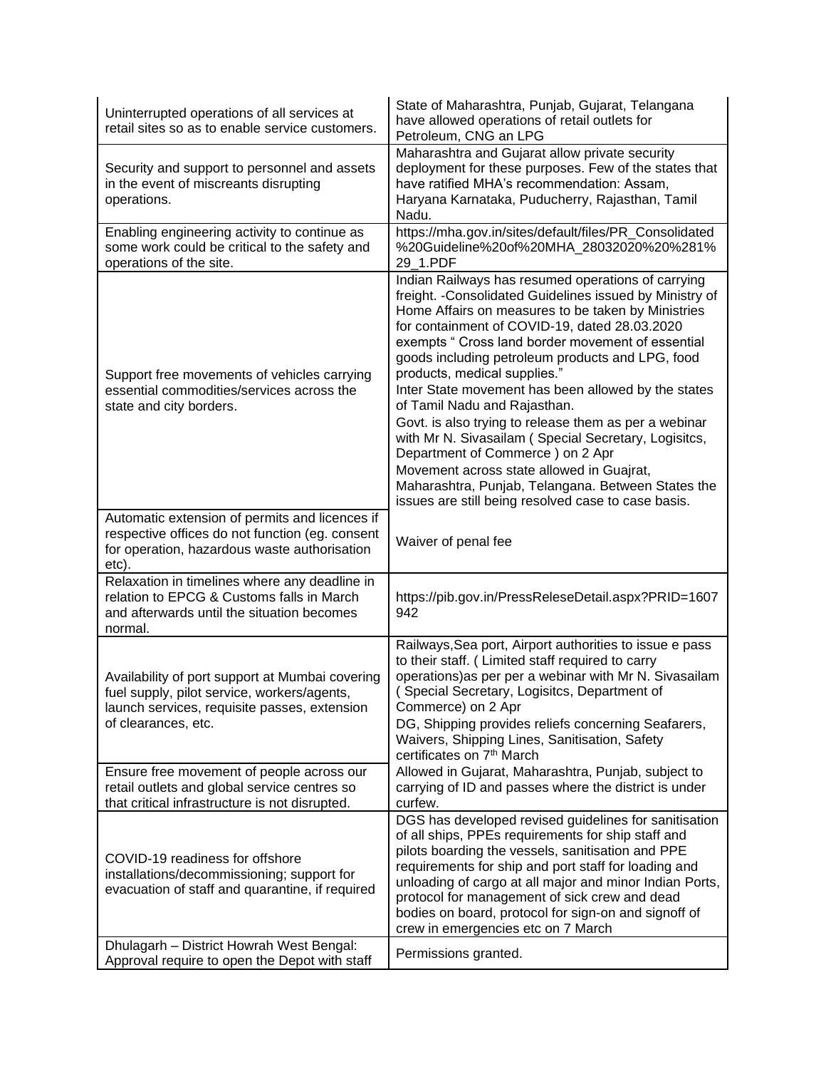| | |
|---|---|
| Uninterrupted operations of all services at retail sites so as to enable service customers. | State of Maharashtra, Punjab, Gujarat, Telangana have allowed operations of retail outlets for Petroleum, CNG an LPG |
| Security and support to personnel and assets in the event of miscreants disrupting operations. | Maharashtra and Gujarat allow private security deployment for these purposes. Few of the states that have ratified MHA's recommendation: Assam, Haryana Karnataka, Puducherry, Rajasthan, Tamil Nadu. |
| Enabling engineering activity to continue as some work could be critical to the safety and operations of the site. | https://mha.gov.in/sites/default/files/PR_Consolidated%20Guideline%20of%20MHA_28032020%20%281%29_1.PDF |
| Support free movements of vehicles carrying essential commodities/services across the state and city borders. | Indian Railways has resumed operations of carrying freight. -Consolidated Guidelines issued by Ministry of Home Affairs on measures to be taken by Ministries for containment of COVID-19, dated 28.03.2020 exempts " Cross land border movement of essential goods including petroleum products and LPG, food products, medical supplies."<br>Inter State movement has been allowed by the states of Tamil Nadu and Rajasthan.<br>Govt. is also trying to release them as per a webinar with Mr N. Sivasailam ( Special Secretary, Logisitcs, Department of Commerce ) on 2 Apr<br>Movement across state allowed in Guajrat, Maharashtra, Punjab, Telangana. Between States the issues are still being resolved case to case basis. |
| Automatic extension of permits and licences if respective offices do not function (eg. consent for operation, hazardous waste authorisation etc). | Waiver of penal fee |
| Relaxation in timelines where any deadline in relation to EPCG & Customs falls in March and afterwards until the situation becomes normal. | https://pib.gov.in/PressReleseDetail.aspx?PRID=1607942 |
| Availability of port support at Mumbai covering fuel supply, pilot service, workers/agents, launch services, requisite passes, extension of clearances, etc. | Railways,Sea port, Airport authorities to issue e pass to their staff. ( Limited staff required to carry operations)as per per a webinar with Mr N. Sivasailam ( Special Secretary, Logisitcs, Department of Commerce) on 2 Apr<br>DG, Shipping provides reliefs concerning Seafarers, Waivers, Shipping Lines, Sanitisation, Safety certificates on 7th March |
| Ensure free movement of people across our retail outlets and global service centres so that critical infrastructure is not disrupted. | Allowed in Gujarat, Maharashtra, Punjab, subject to carrying of ID and passes where the district is under curfew. |
| COVID-19 readiness for offshore installations/decommissioning; support for evacuation of staff and quarantine, if required | DGS has developed revised guidelines for sanitisation of all ships, PPEs requirements for ship staff and pilots boarding the vessels, sanitisation and PPE requirements for ship and port staff for loading and unloading of cargo at all major and minor Indian Ports, protocol for management of sick crew and dead bodies on board, protocol for sign-on and signoff of crew in emergencies etc on 7 March |
| Dhulagarh – District Howrah West Bengal: Approval require to open the Depot with staff | Permissions granted. |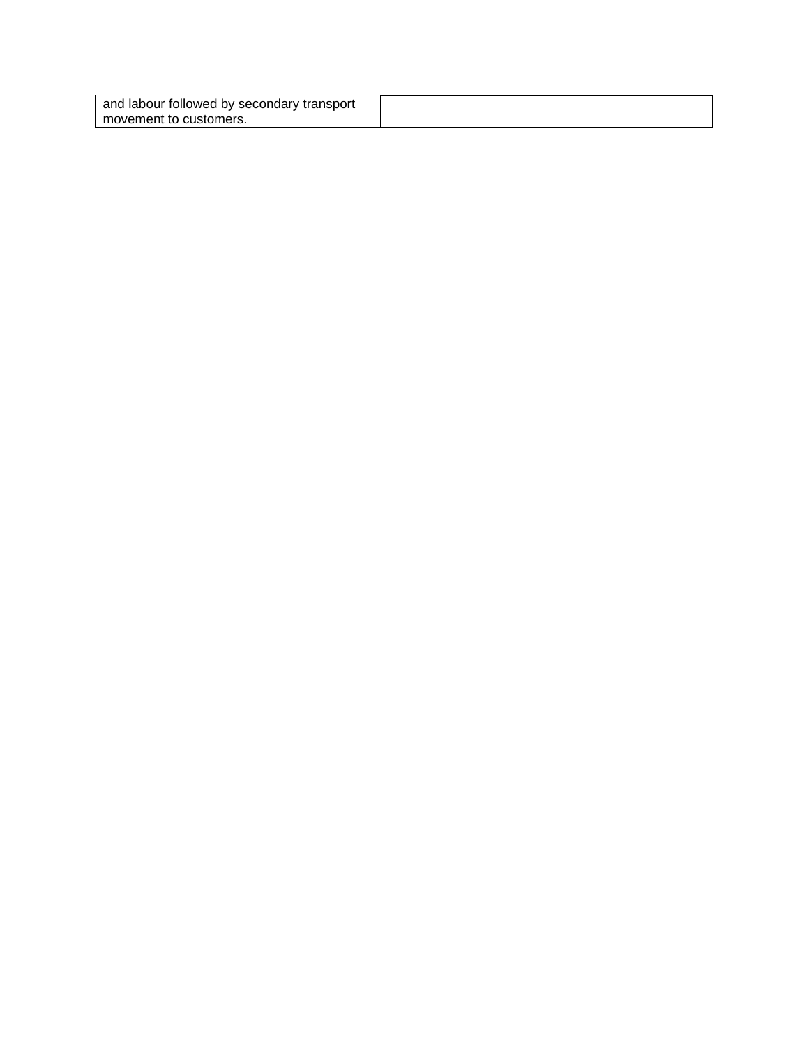| | |
|---|---|
| and labour followed by secondary transport movement to customers. | |